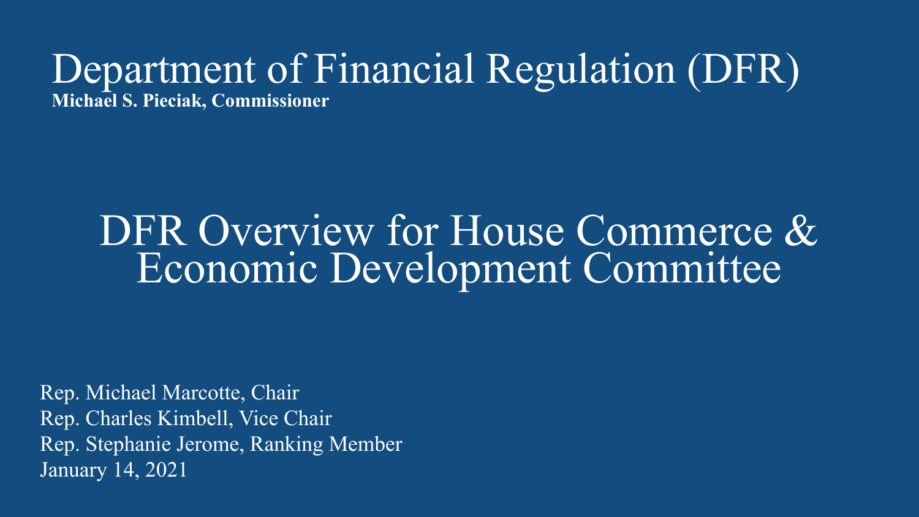# Department of Financial Regulation (DFR)

**Michael S. Pieciak, Commissioner**

## DFR Overview for House Commerce & Economic Development Committee

Rep. Michael Marcotte, Chair
Rep. Charles Kimbell, Vice Chair
Rep. Stephanie Jerome, Ranking Member
January 14, 2021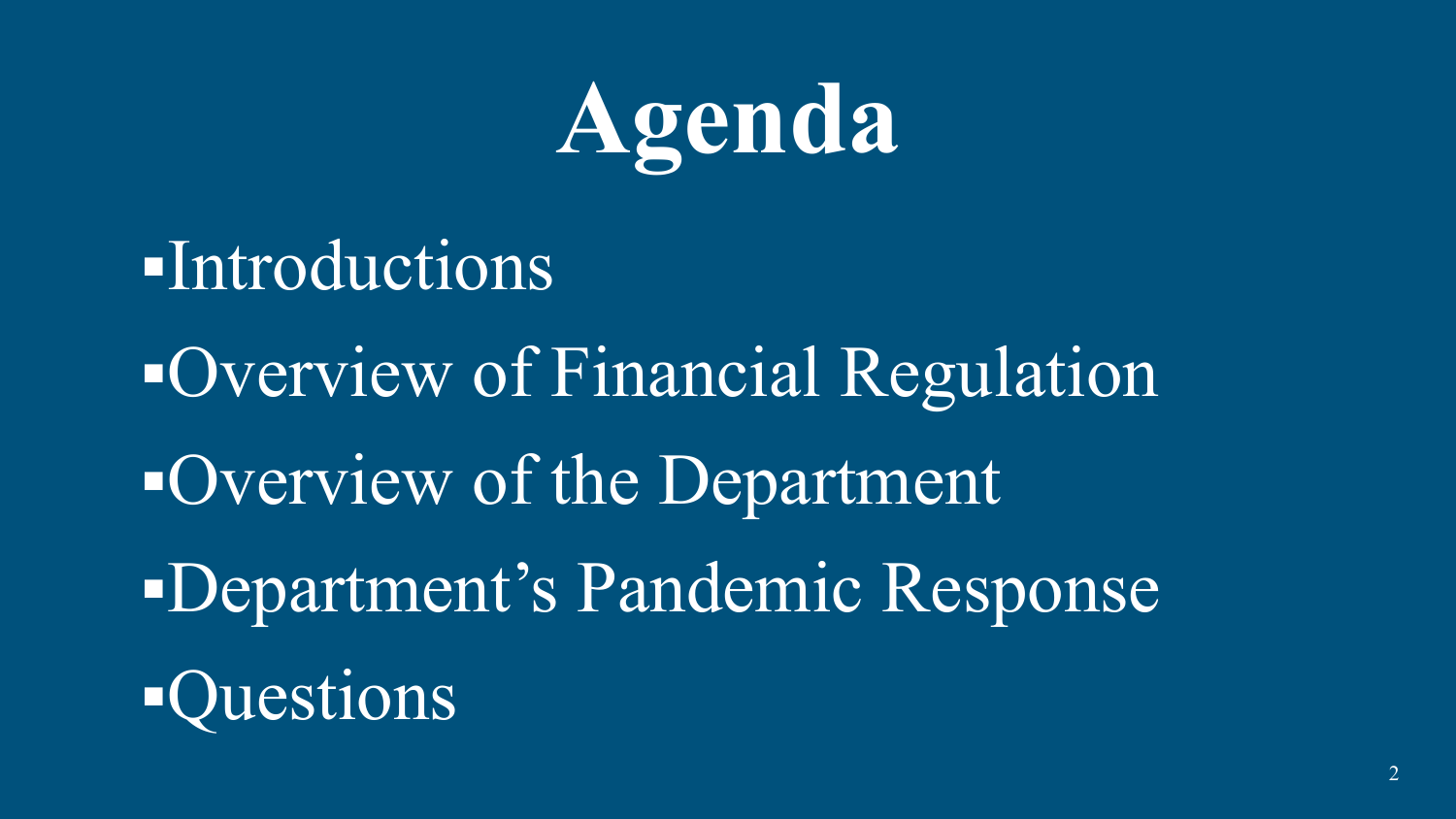# Agenda

- Introductions
- Overview of Financial Regulation
- Overview of the Department
- Department’s Pandemic Response
- Questions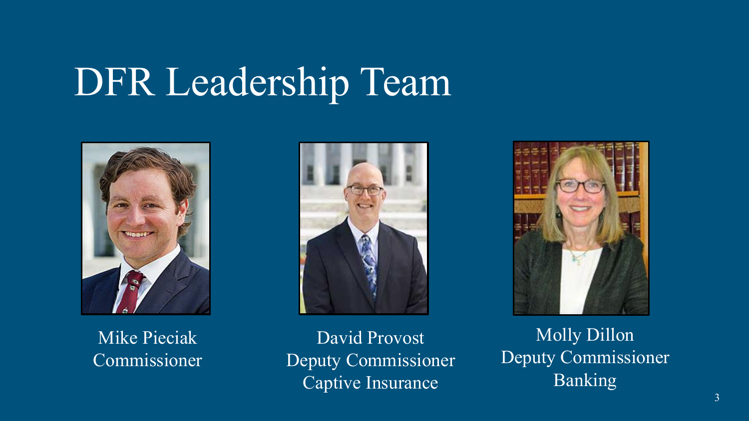# DFR Leadership Team

Mike Pieciak
Commissioner

David Provost
Deputy Commissioner
Captive Insurance

Molly Dillon
Deputy Commissioner
Banking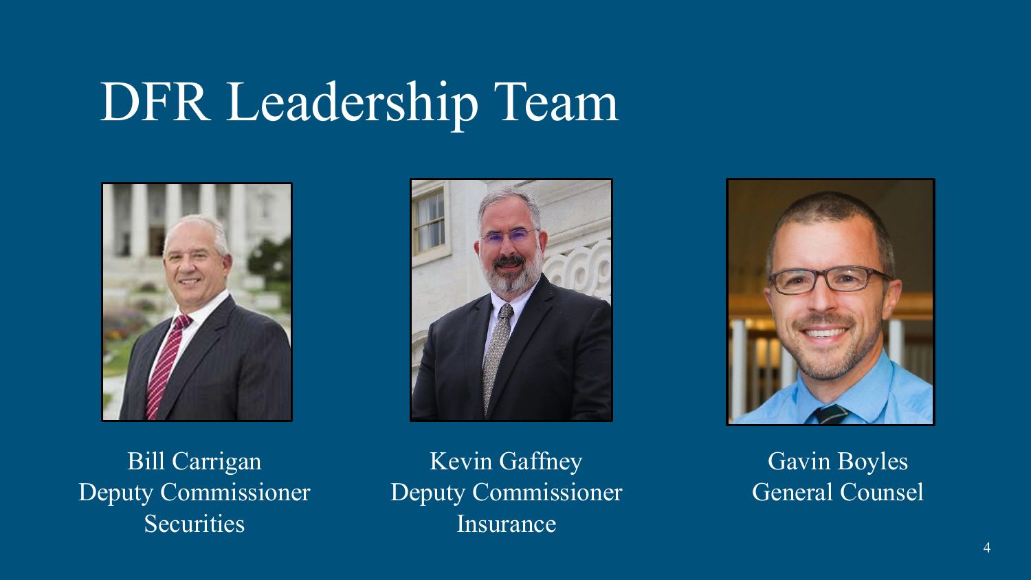# DFR Leadership Team

Bill Carrigan
Deputy Commissioner
Securities

Kevin Gaffney
Deputy Commissioner
Insurance

Gavin Boyles
General Counsel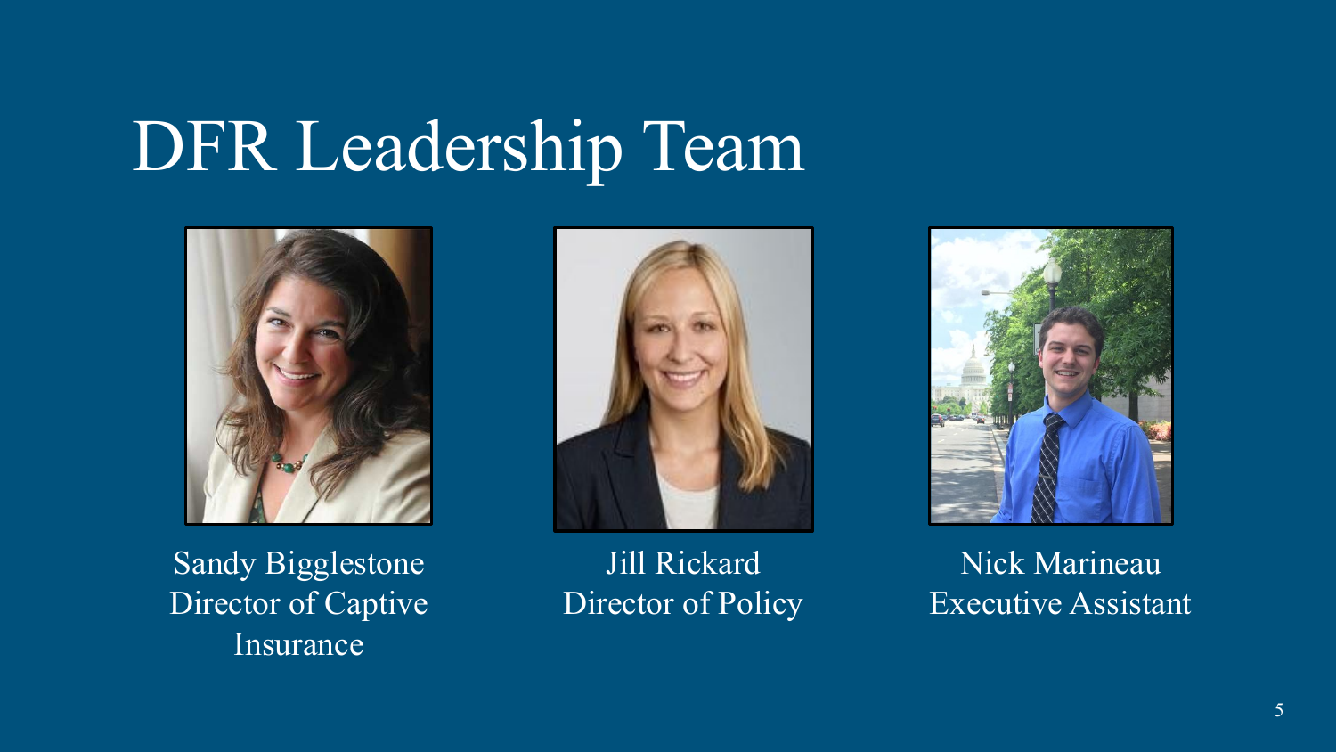# DFR Leadership Team

Sandy Bigglestone
Director of Captive Insurance

Jill Rickard
Director of Policy

Nick Marineau
Executive Assistant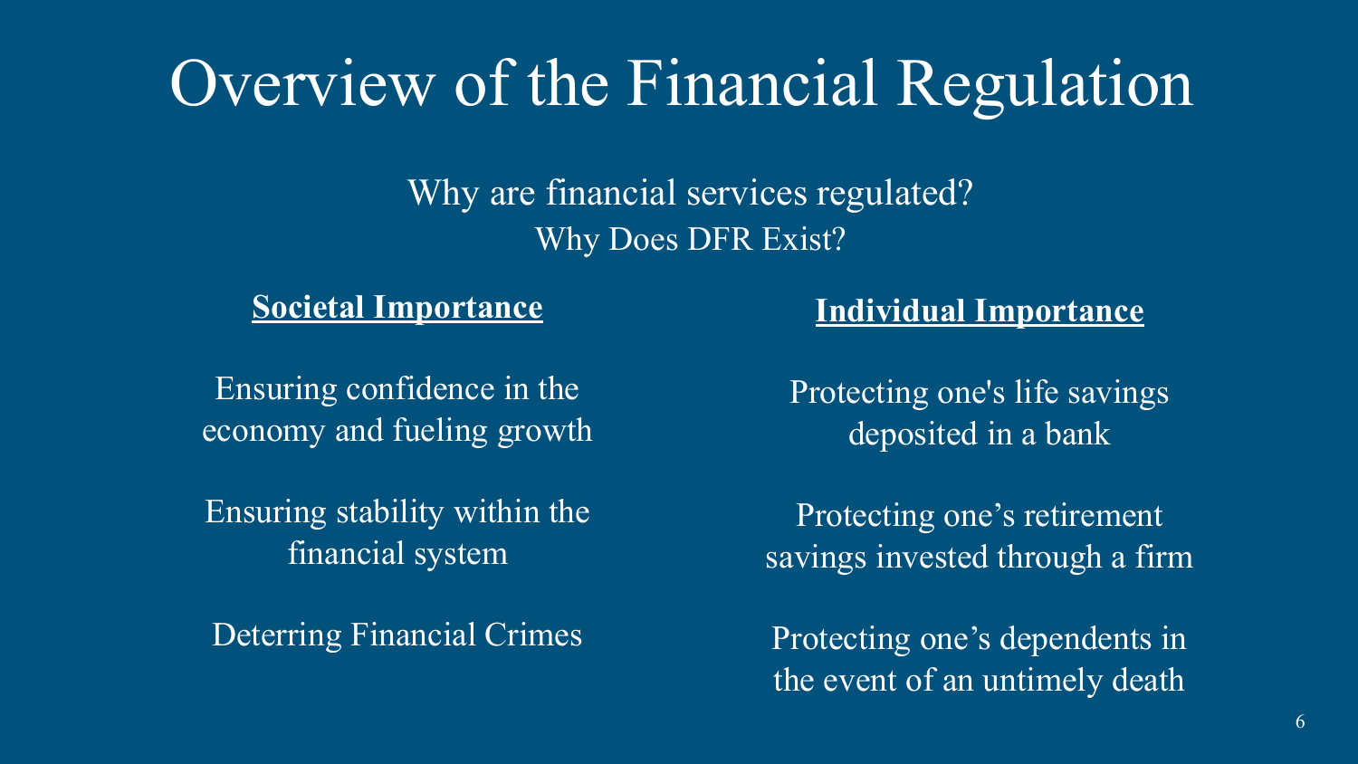# Overview of the Financial Regulation

Why are financial services regulated?
Why Does DFR Exist?

**Societal Importance**

Ensuring confidence in the economy and fueling growth

Ensuring stability within the financial system

Deterring Financial Crimes

**Individual Importance**

Protecting one's life savings deposited in a bank

Protecting one's retirement savings invested through a firm

Protecting one's dependents in the event of an untimely death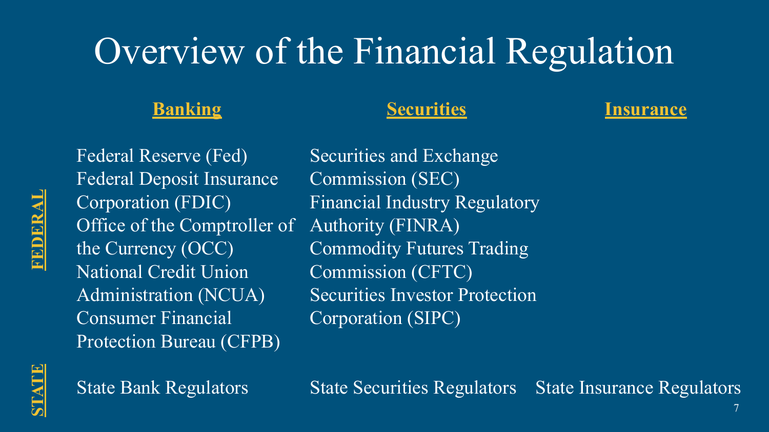# Overview of the Financial Regulation

| | Banking | Securities | Insurance |
|---|---|---|---|
| **FEDERAL** | Federal Reserve (Fed)<br>Federal Deposit Insurance Corporation (FDIC)<br>Office of the Comptroller of the Currency (OCC)<br>National Credit Union Administration (NCUA)<br>Consumer Financial Protection Bureau (CFPB) | Securities and Exchange Commission (SEC)<br>Financial Industry Regulatory Authority (FINRA)<br>Commodity Futures Trading Commission (CFTC)<br>Securities Investor Protection Corporation (SIPC) | |
| **STATE** | State Bank Regulators | State Securities Regulators | State Insurance Regulators |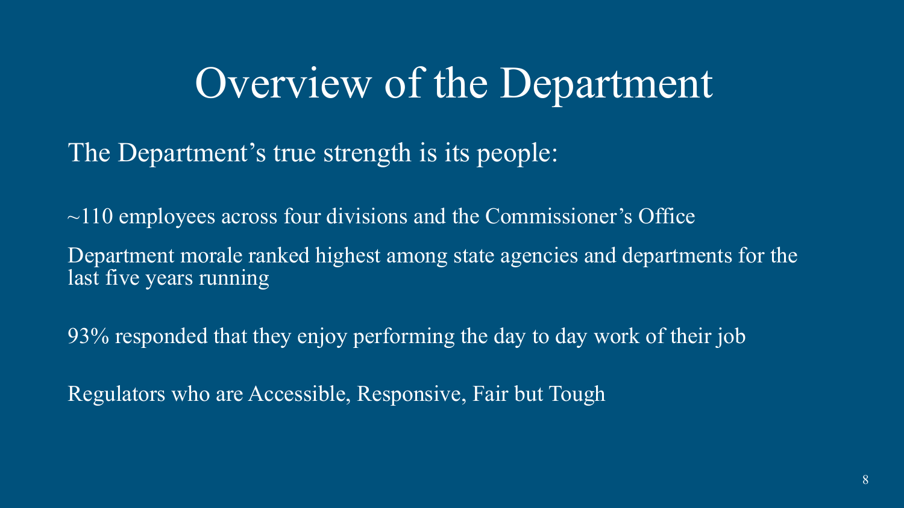# Overview of the Department

The Department's true strength is its people:

~110 employees across four divisions and the Commissioner's Office

Department morale ranked highest among state agencies and departments for the last five years running

93% responded that they enjoy performing the day to day work of their job

Regulators who are Accessible, Responsive, Fair but Tough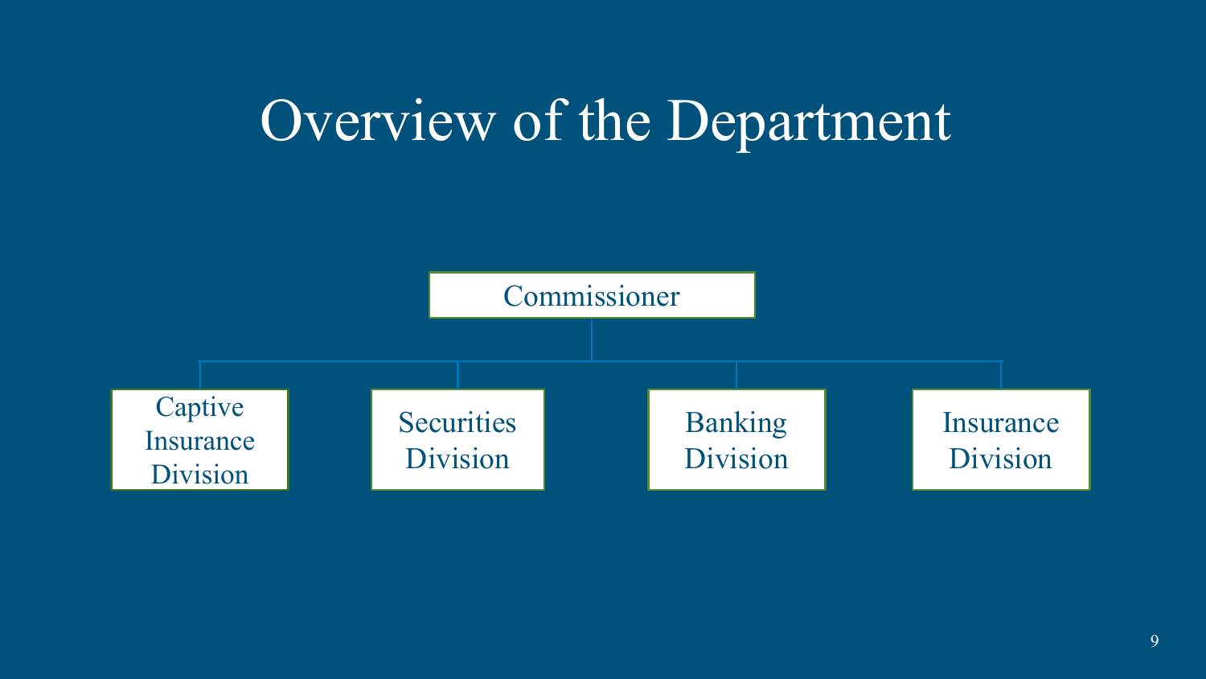# Overview of the Department

- Commissioner
  - Captive Insurance Division
  - Securities Division
  - Banking Division
  - Insurance Division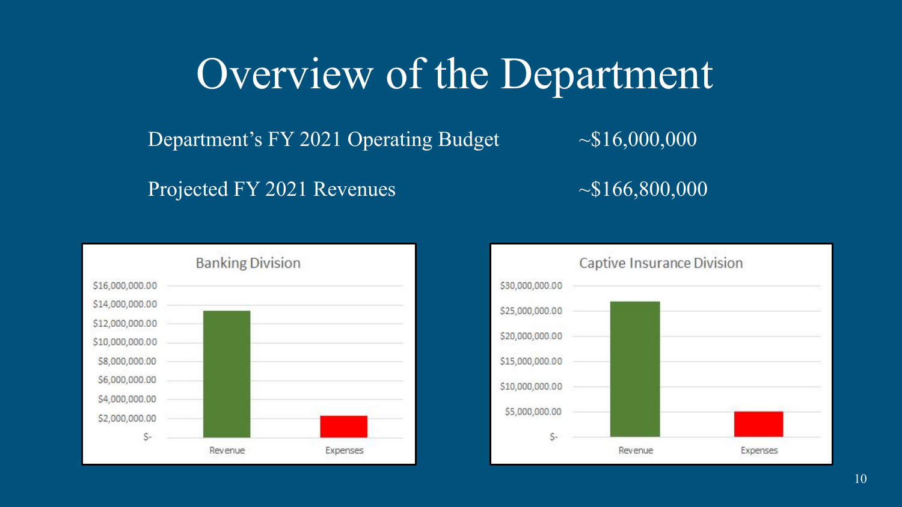# Overview of the Department

| | |
|---|---|
| Department's FY 2021 Operating Budget | ~$16,000,000 |
| Projected FY 2021 Revenues | ~$166,800,000 |

**Banking Division**

$16,000,000.00
$14,000,000.00
$12,000,000.00
$10,000,000.00
$8,000,000.00
$6,000,000.00
$4,000,000.00
$2,000,000.00
$-

Revenue Expenses

**Captive Insurance Division**

$30,000,000.00
$25,000,000.00
$20,000,000.00
$15,000,000.00
$10,000,000.00
$5,000,000.00
$-

Revenue Expenses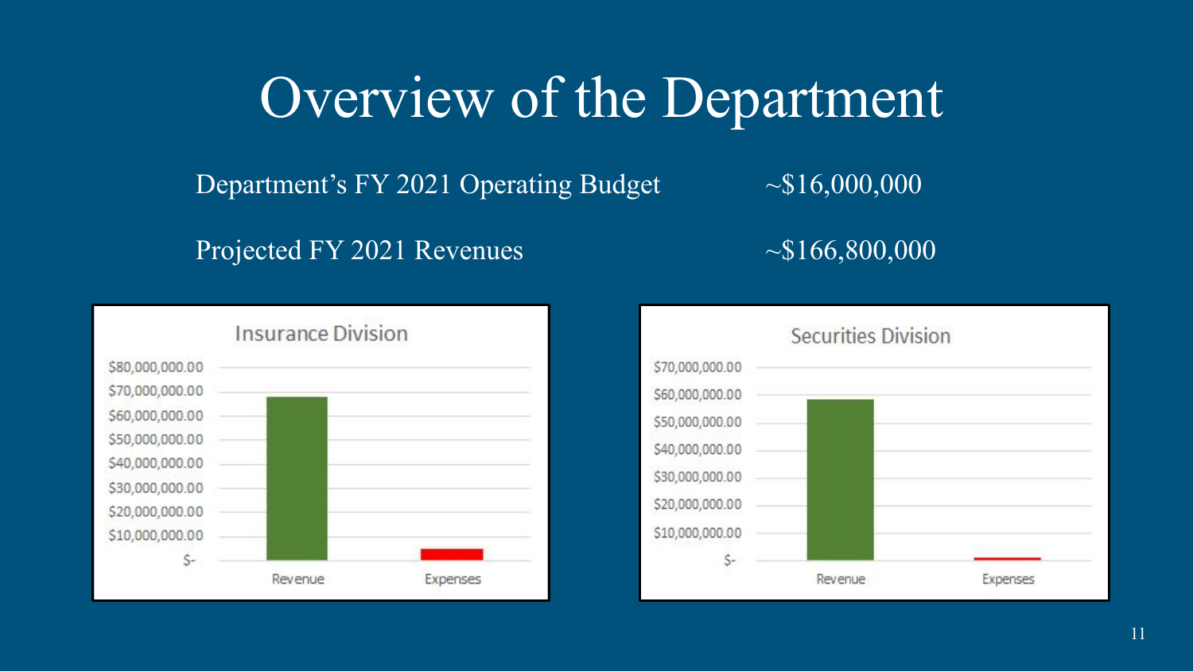# Overview of the Department

| | |
|---|---|
| Department's FY 2021 Operating Budget | ~$16,000,000 |
| Projected FY 2021 Revenues | ~$166,800,000 |

**Insurance Division**

$80,000,000.00
$70,000,000.00
$60,000,000.00
$50,000,000.00
$40,000,000.00
$30,000,000.00
$20,000,000.00
$10,000,000.00
$-

Revenue | Expenses

**Securities Division**

$70,000,000.00
$60,000,000.00
$50,000,000.00
$40,000,000.00
$30,000,000.00
$20,000,000.00
$10,000,000.00
$-

Revenue | Expenses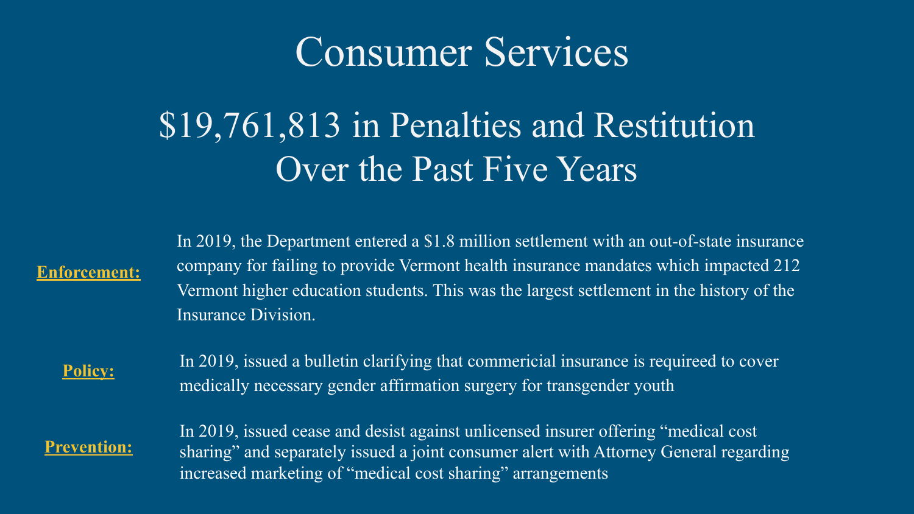# Consumer Services

## $19,761,813 in Penalties and Restitution Over the Past Five Years

**Enforcement:** In 2019, the Department entered a $1.8 million settlement with an out-of-state insurance company for failing to provide Vermont health insurance mandates which impacted 212 Vermont higher education students. This was the largest settlement in the history of the Insurance Division.

**Policy:** In 2019, issued a bulletin clarifying that commericial insurance is requireed to cover medically necessary gender affirmation surgery for transgender youth

**Prevention:** In 2019, issued cease and desist against unlicensed insurer offering "medical cost sharing" and separately issued a joint consumer alert with Attorney General regarding increased marketing of "medical cost sharing" arrangements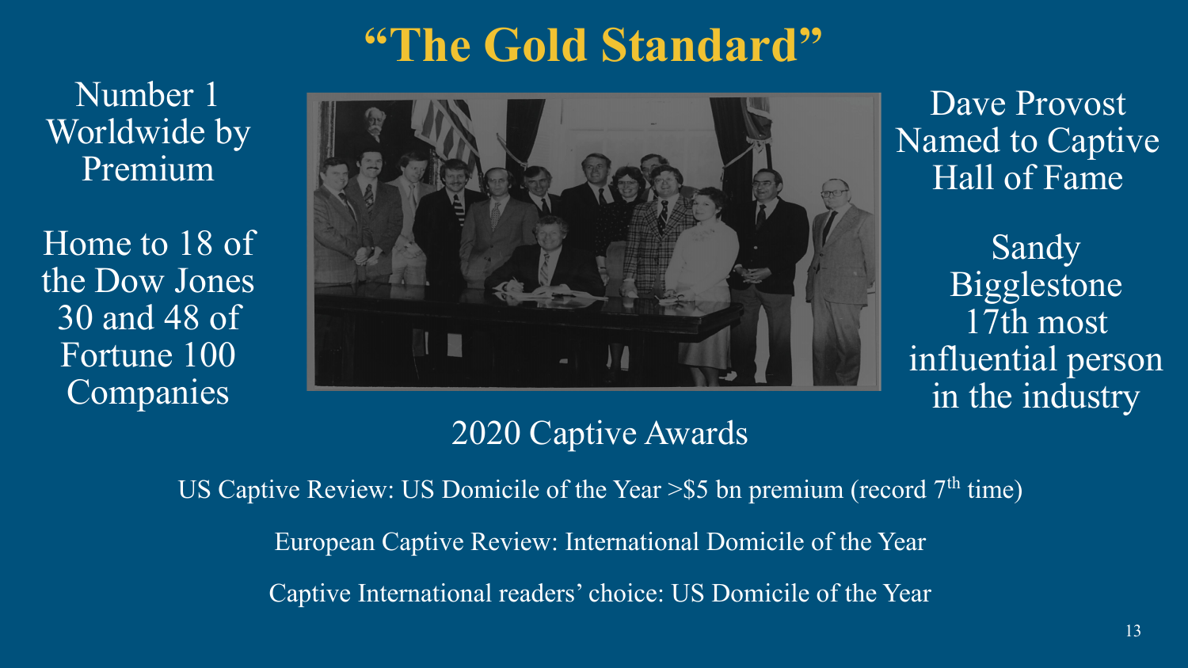# "The Gold Standard"

Number 1 Worldwide by Premium

Home to 18 of the Dow Jones 30 and 48 of Fortune 100 Companies

Dave Provost Named to Captive Hall of Fame

Sandy Bigglestone 17th most influential person in the industry

2020 Captive Awards

US Captive Review: US Domicile of the Year >$5 bn premium (record 7th time)

European Captive Review: International Domicile of the Year

Captive International readers' choice: US Domicile of the Year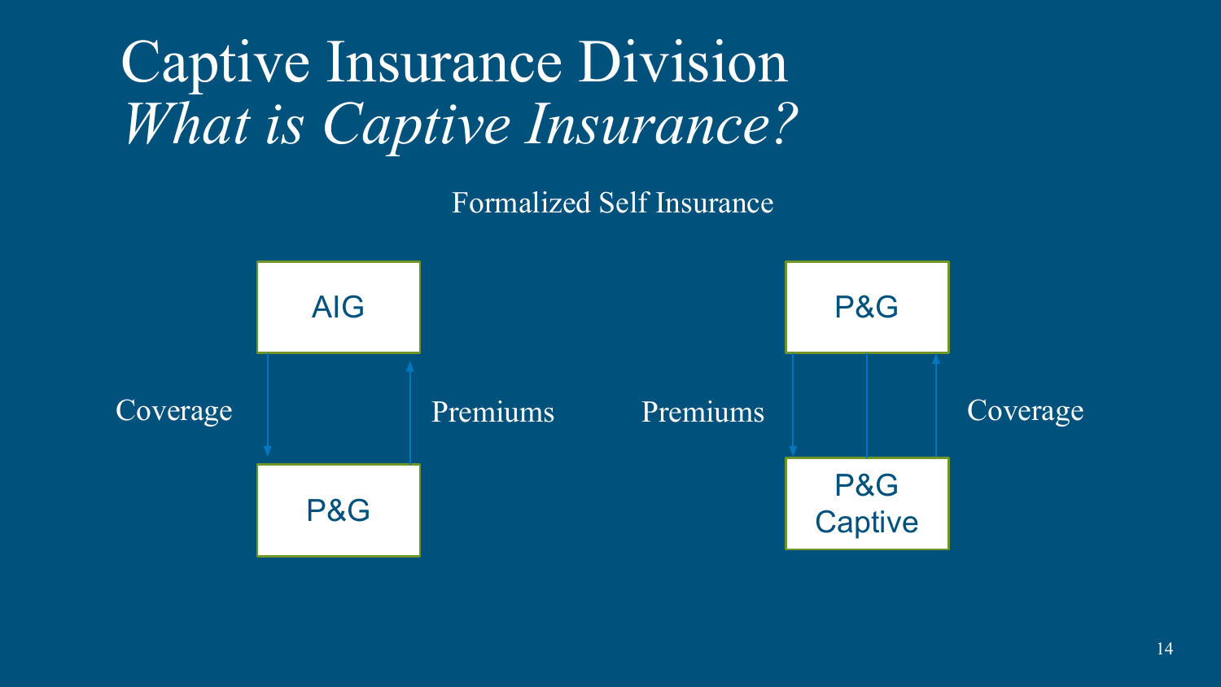# Captive Insurance Division

## *What is Captive Insurance?*

Formalized Self Insurance

AIG

Coverage

Premiums

P&G

P&G

Premiums

Coverage

P&G Captive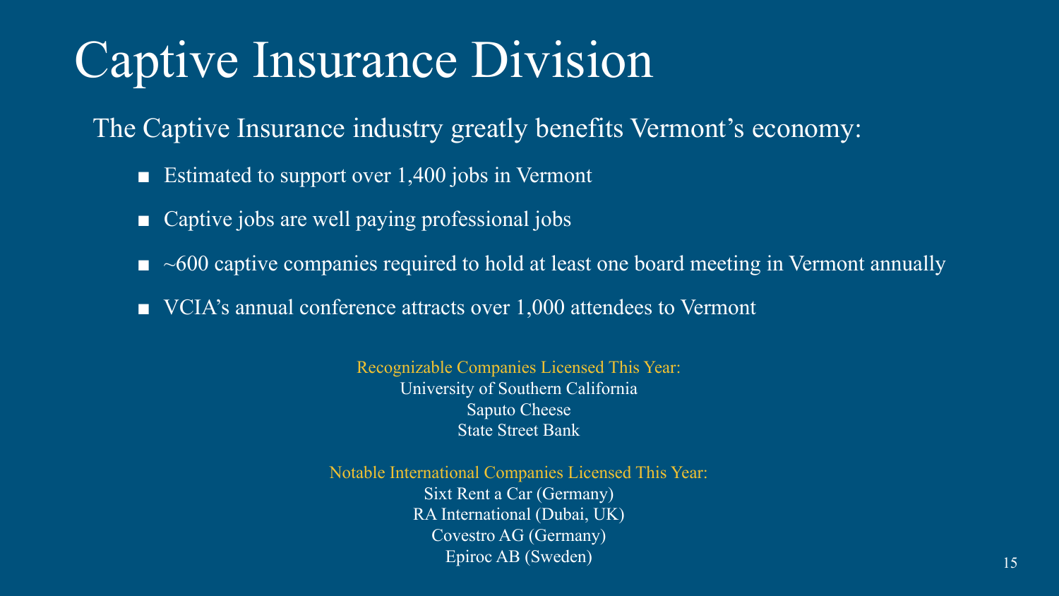# Captive Insurance Division

The Captive Insurance industry greatly benefits Vermont's economy:

- Estimated to support over 1,400 jobs in Vermont
- Captive jobs are well paying professional jobs
- ~600 captive companies required to hold at least one board meeting in Vermont annually
- VCIA's annual conference attracts over 1,000 attendees to Vermont

Recognizable Companies Licensed This Year:
University of Southern California
Saputo Cheese
State Street Bank

Notable International Companies Licensed This Year:
Sixt Rent a Car (Germany)
RA International (Dubai, UK)
Covestro AG (Germany)
Epiroc AB (Sweden)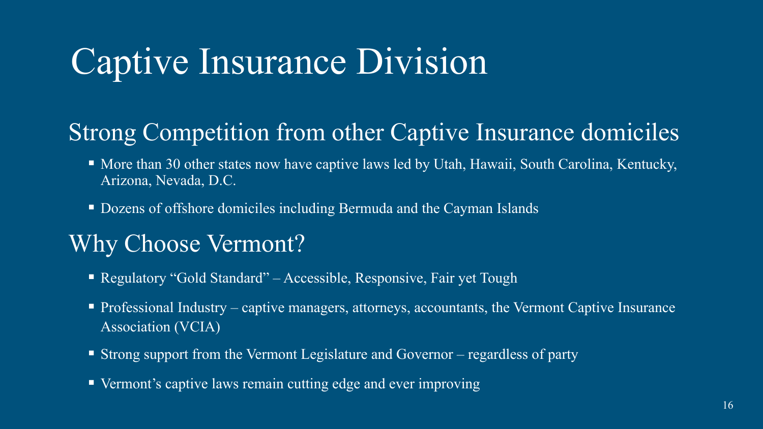# Captive Insurance Division

## Strong Competition from other Captive Insurance domiciles

- More than 30 other states now have captive laws led by Utah, Hawaii, South Carolina, Kentucky, Arizona, Nevada, D.C.
- Dozens of offshore domiciles including Bermuda and the Cayman Islands

## Why Choose Vermont?

- Regulatory "Gold Standard" – Accessible, Responsive, Fair yet Tough
- Professional Industry – captive managers, attorneys, accountants, the Vermont Captive Insurance Association (VCIA)
- Strong support from the Vermont Legislature and Governor – regardless of party
- Vermont's captive laws remain cutting edge and ever improving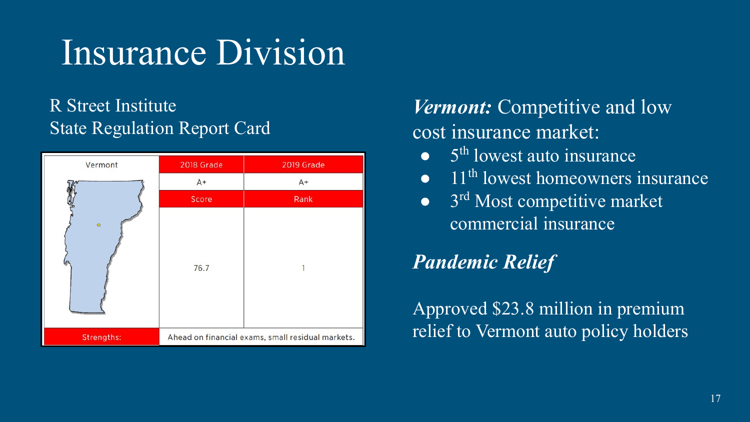# Insurance Division

R Street Institute
State Regulation Report Card

| Vermont | 2018 Grade | 2019 Grade |
|---|---|---|
| | A+ | A+ |
| | Score | Rank |
| | 76.7 | 1 |
| Strengths: | Ahead on financial exams, small residual markets. | |

***Vermont:*** Competitive and low cost insurance market:

- 5th lowest auto insurance
- 11th lowest homeowners insurance
- 3rd Most competitive market commercial insurance

***Pandemic Relief***

Approved $23.8 million in premium relief to Vermont auto policy holders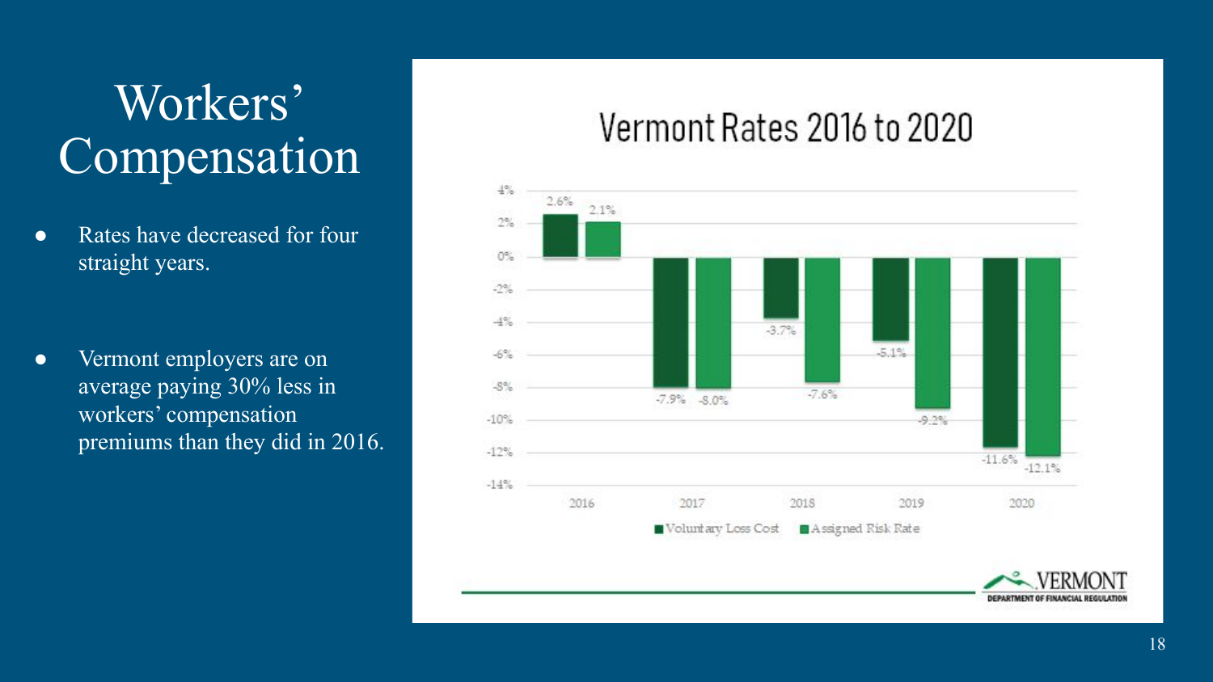# Workers' Compensation

- Rates have decreased for four straight years.
- Vermont employers are on average paying 30% less in workers' compensation premiums than they did in 2016.

## Vermont Rates 2016 to 2020

| Year | Voluntary Loss Cost | Assigned Risk Rate |
|---|---|---|
| 2016 | 2.6% | 2.1% |
| 2017 | -7.9% | -8.0% |
| 2018 | -3.7% | -7.6% |
| 2019 | -5.1% | -9.2% |
| 2020 | -11.6% | -12.1% |

VERMONT DEPARTMENT OF FINANCIAL REGULATION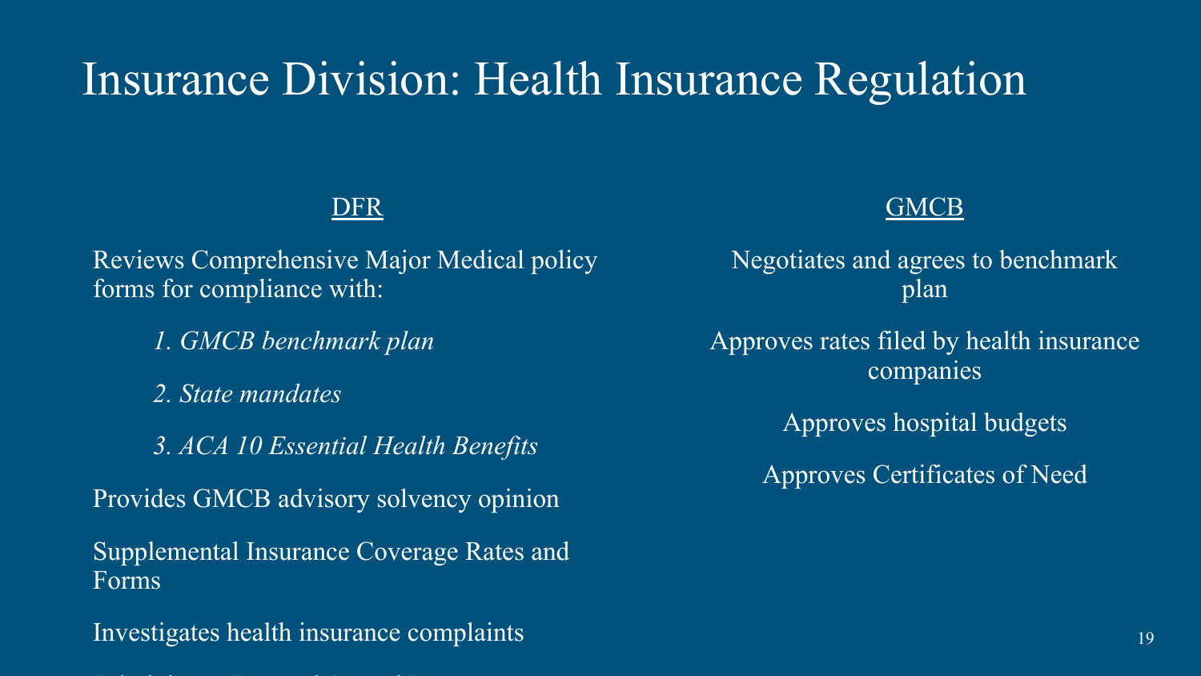# Insurance Division: Health Insurance Regulation

## DFR

Reviews Comprehensive Major Medical policy forms for compliance with:

1. *GMCB benchmark plan*
2. *State mandates*
3. *ACA 10 Essential Health Benefits*

Provides GMCB advisory solvency opinion

Supplemental Insurance Coverage Rates and Forms

Investigates health insurance complaints

## GMCB

Negotiates and agrees to benchmark plan

Approves rates filed by health insurance companies

Approves hospital budgets

Approves Certificates of Need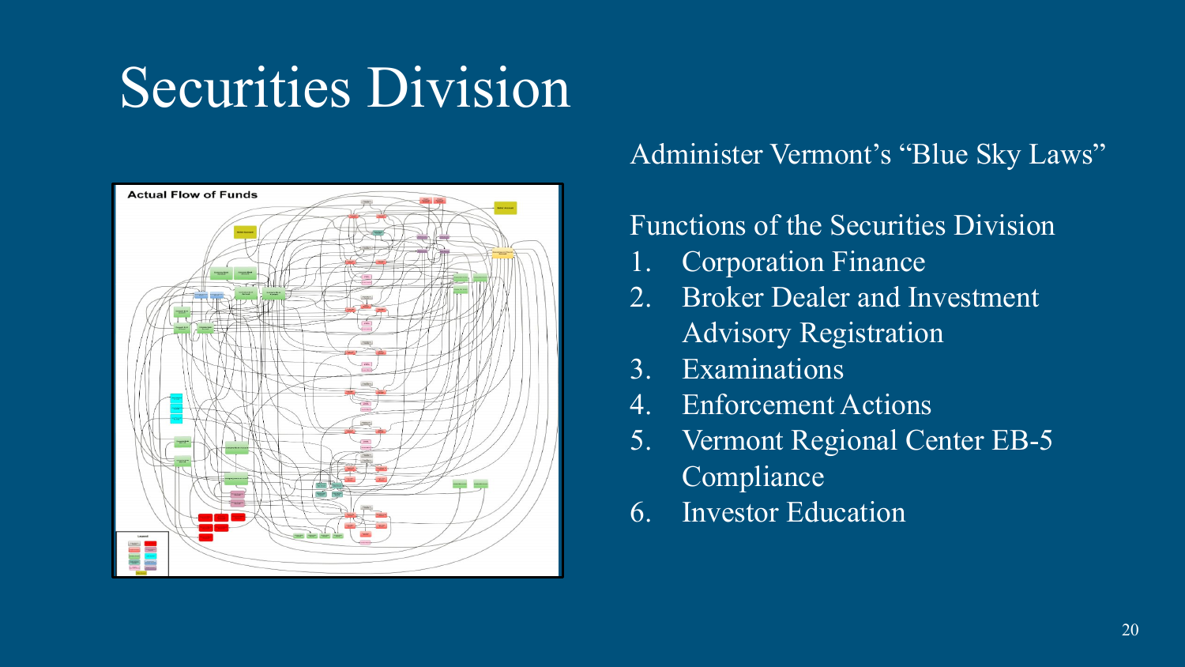# Securities Division

Administer Vermont's "Blue Sky Laws"

Functions of the Securities Division

1. Corporation Finance
2. Broker Dealer and Investment Advisory Registration
3. Examinations
4. Enforcement Actions
5. Vermont Regional Center EB-5 Compliance
6. Investor Education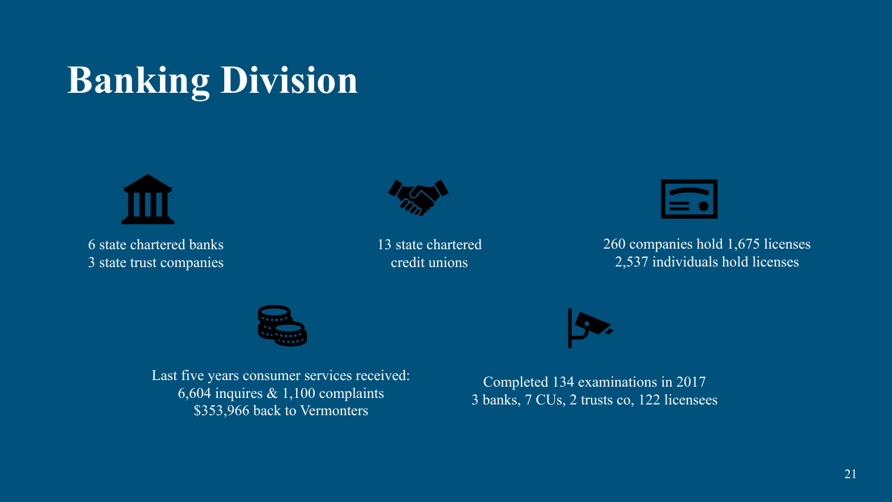# Banking Division

6 state chartered banks
3 state trust companies

13 state chartered
credit unions

260 companies hold 1,675 licenses
2,537 individuals hold licenses

Last five years consumer services received:
6,604 inquires & 1,100 complaints
$353,966 back to Vermonters

Completed 134 examinations in 2017
3 banks, 7 CUs, 2 trusts co, 122 licensees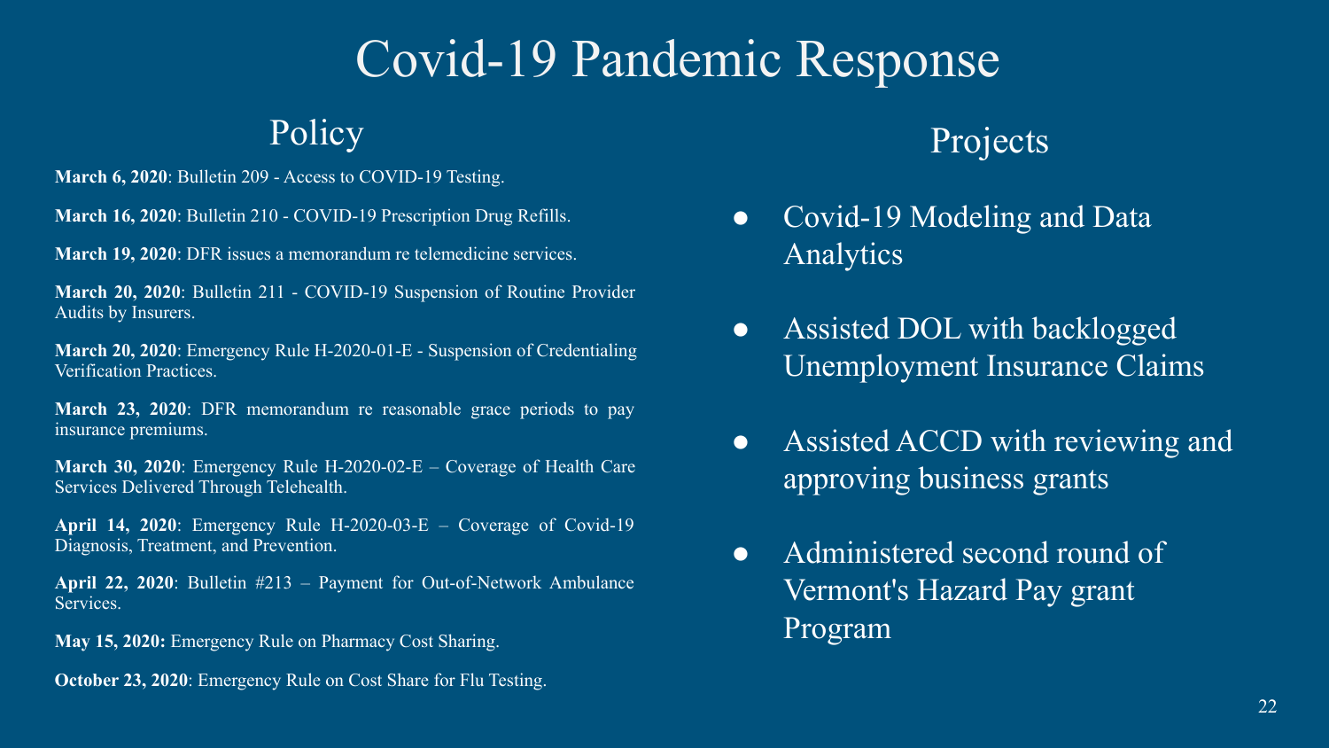# Covid-19 Pandemic Response

## Policy

**March 6, 2020**: Bulletin 209 - Access to COVID-19 Testing.

**March 16, 2020**: Bulletin 210 - COVID-19 Prescription Drug Refills.

**March 19, 2020**: DFR issues a memorandum re telemedicine services.

**March 20, 2020**: Bulletin 211 - COVID-19 Suspension of Routine Provider Audits by Insurers.

**March 20, 2020**: Emergency Rule H-2020-01-E - Suspension of Credentialing Verification Practices.

**March 23, 2020**: DFR memorandum re reasonable grace periods to pay insurance premiums.

**March 30, 2020**: Emergency Rule H-2020-02-E – Coverage of Health Care Services Delivered Through Telehealth.

**April 14, 2020**: Emergency Rule H-2020-03-E – Coverage of Covid-19 Diagnosis, Treatment, and Prevention.

**April 22, 2020**: Bulletin #213 – Payment for Out-of-Network Ambulance Services.

**May 15, 2020:** Emergency Rule on Pharmacy Cost Sharing.

**October 23, 2020**: Emergency Rule on Cost Share for Flu Testing.

## Projects

- Covid-19 Modeling and Data Analytics
- Assisted DOL with backlogged Unemployment Insurance Claims
- Assisted ACCD with reviewing and approving business grants
- Administered second round of Vermont's Hazard Pay grant Program